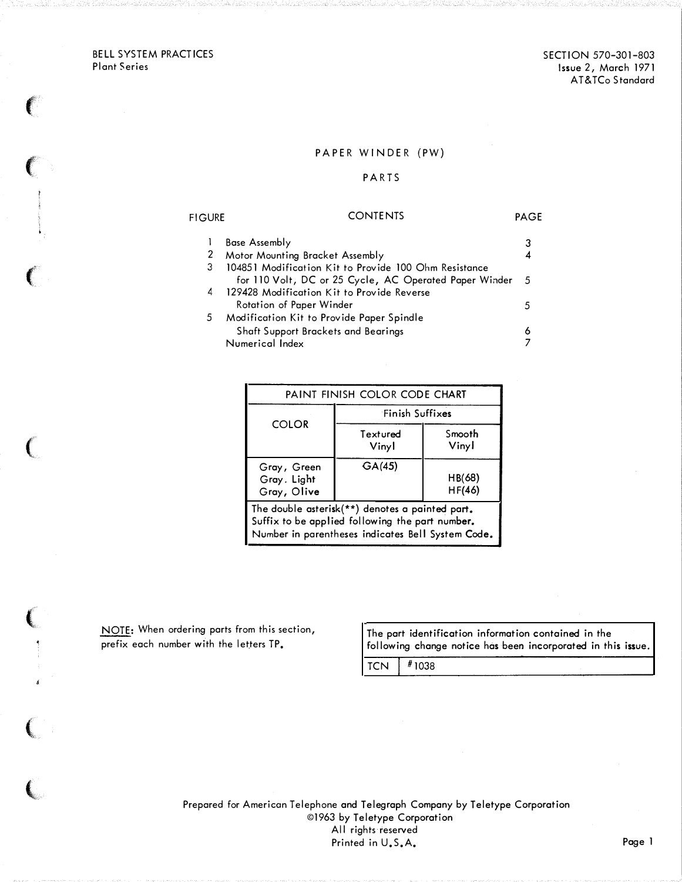BELL SYSTEM PRACTICES
Plant Series

SECTION 570-301-803
Issue 2, March 1971
AT&TCo Standard

# PAPER WINDER (PW)

## PARTS

| FIGURE | CONTENTS | PAGE |
|---|---|---|
| 1 | Base Assembly | 3 |
| 2 | Motor Mounting Bracket Assembly | 4 |
| 3 | 104851 Modification Kit to Provide 100 Ohm Resistance for 110 Volt, DC or 25 Cycle, AC Operated Paper Winder | 5 |
| 4 | 129428 Modification Kit to Provide Reverse Rotation of Paper Winder | 5 |
| 5 | Modification Kit to Provide Paper Spindle Shaft Support Brackets and Bearings | 6 |
| | Numerical Index | 7 |

| PAINT FINISH COLOR CODE CHART | | |
|---|---|---|
| COLOR | Finish Suffixes | |
| | Textured Vinyl | Smooth Vinyl |
| Gray, Green | GA(45) | |
| Gray, Light | | HB(68) |
| Gray, Olive | | HF(46) |
| The double asterisk(**) denotes a painted part. Suffix to be applied following the part number. Number in parentheses indicates Bell System Code. | | |

NOTE: When ordering parts from this section, prefix each number with the letters TP.

| The part identification information contained in the following change notice has been incorporated in this issue. | |
|---|---|
| TCN | #1038 |

Prepared for American Telephone and Telegraph Company by Teletype Corporation
©1963 by Teletype Corporation
All rights reserved
Printed in U.S.A.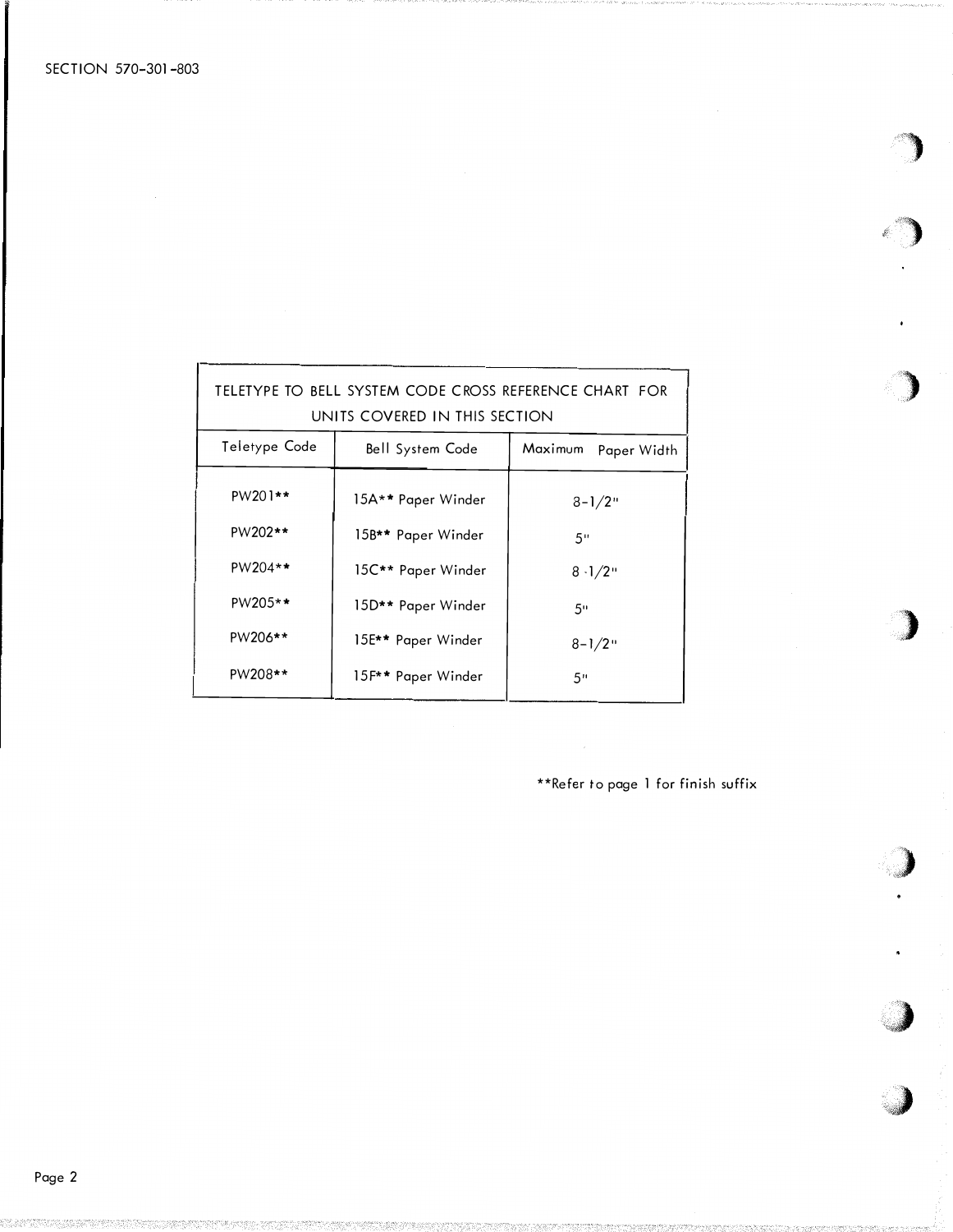| TELETYPE TO BELL SYSTEM CODE CROSS REFERENCE CHART FOR UNITS COVERED IN THIS SECTION | | |
|---|---|---|
| Teletype Code | Bell System Code | Maximum Paper Width |
| PW201** | 15A** Paper Winder | 8-1/2" |
| PW202** | 15B** Paper Winder | 5" |
| PW204** | 15C** Paper Winder | 8-1/2" |
| PW205** | 15D** Paper Winder | 5" |
| PW206** | 15E** Paper Winder | 8-1/2" |
| PW208** | 15F** Paper Winder | 5" |

**Refer to page 1 for finish suffix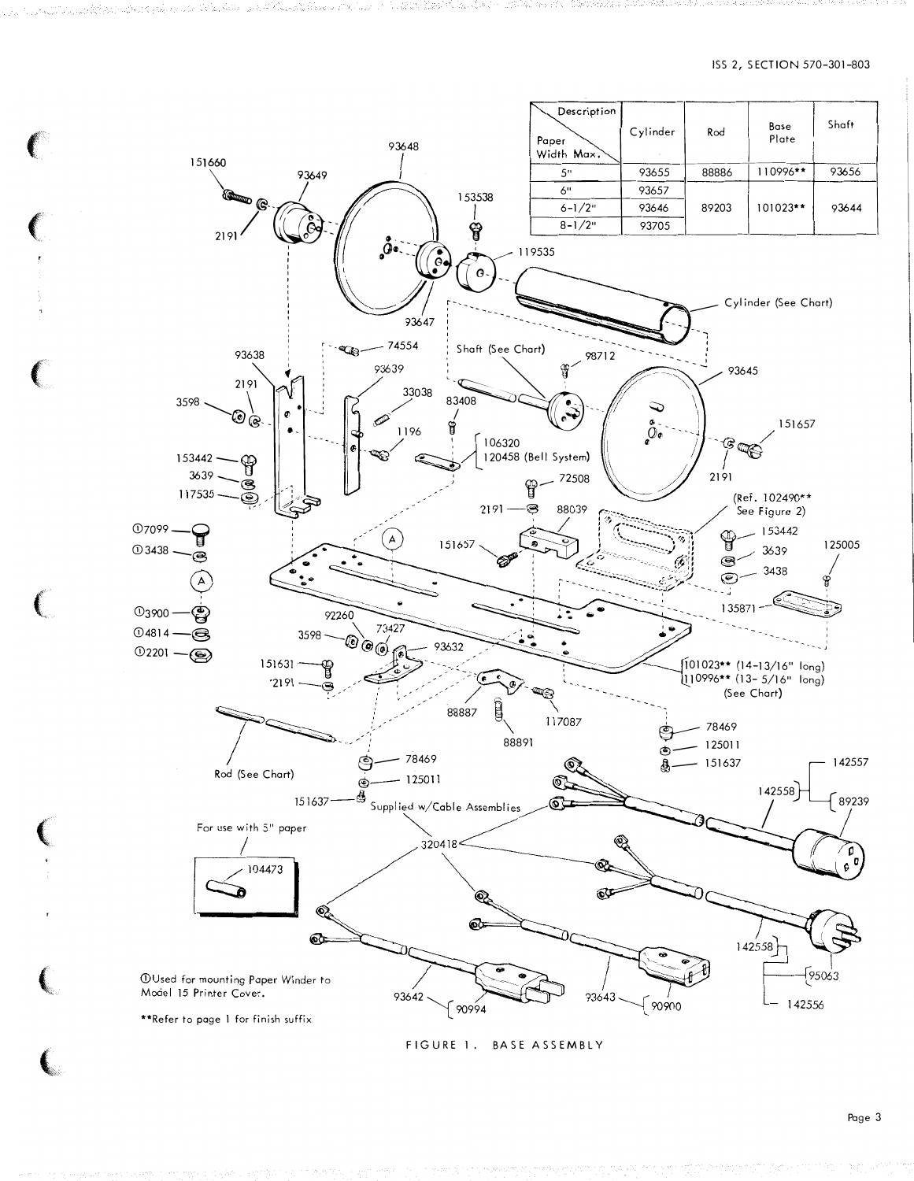| Description / Paper Width Max. | Cylinder | Rod | Base Plate | Shaft |
|---|---|---|---|---|
| 5" | 93655 | 88886 | 110996** | 93656 |
| 6" | 93657 | 89203 | 101023** | 93644 |
| 6-1/2" | 93646 | | | |
| 8-1/2" | 93705 | | | |

151660 93649 93648 2191 153538 119535 93647 Cylinder (See Chart) 93638 74554 93639 Shaft (See Chart) 98712 93645 2191 33038 83408 3598 1196 106320 120458 (Bell System) 151657 153442 3639 117535 72508 2191 2191 88039 (Ref. 102490** See Figure 2) ①7099 ①3438 151657 153442 125005 3639 3438 A A ①3900 ①4814 ①2201 135871 92260 73427 3598 93632 151631 2191 101023** (14-13/16" long) 110996** (13- 5/16" long) (See Chart) 88887 117087 88891 78469 125011 151637 Rod (See Chart) 78469 125011 151637 142557 142558 89239 Supplied w/Cable Assemblies For use with 5" paper 104473 320418 142558 95063 142556 93642 90994 93643 90900

①Used for mounting Paper Winder to Model 15 Printer Cover.

**Refer to page 1 for finish suffix

FIGURE 1. BASE ASSEMBLY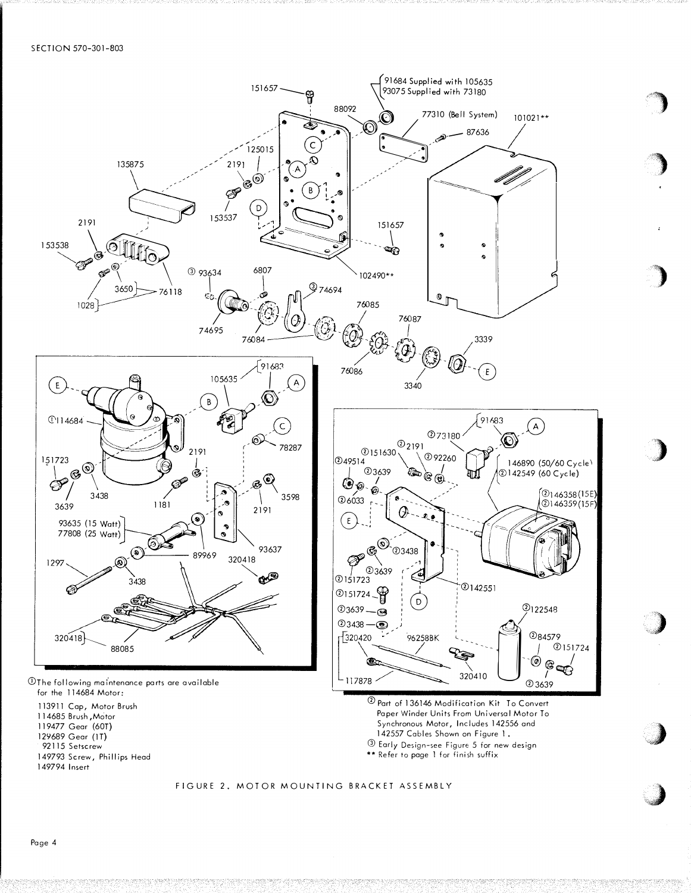①The following maintenance parts are available for the 114684 Motor:

113911 Cap, Motor Brush
114685 Brush, Motor
119477 Gear (60T)
129689 Gear (1T)
92115 Setscrew
149793 Screw, Phillips Head
149794 Insert

② Part of 136146 Modification Kit To Convert Paper Winder Units From Universal Motor To Synchronous Motor, Includes 142556 and 142557 Cables Shown on Figure 1.

③ Early Design–see Figure 5 for new design

** Refer to page 1 for finish suffix

FIGURE 2. MOTOR MOUNTING BRACKET ASSEMBLY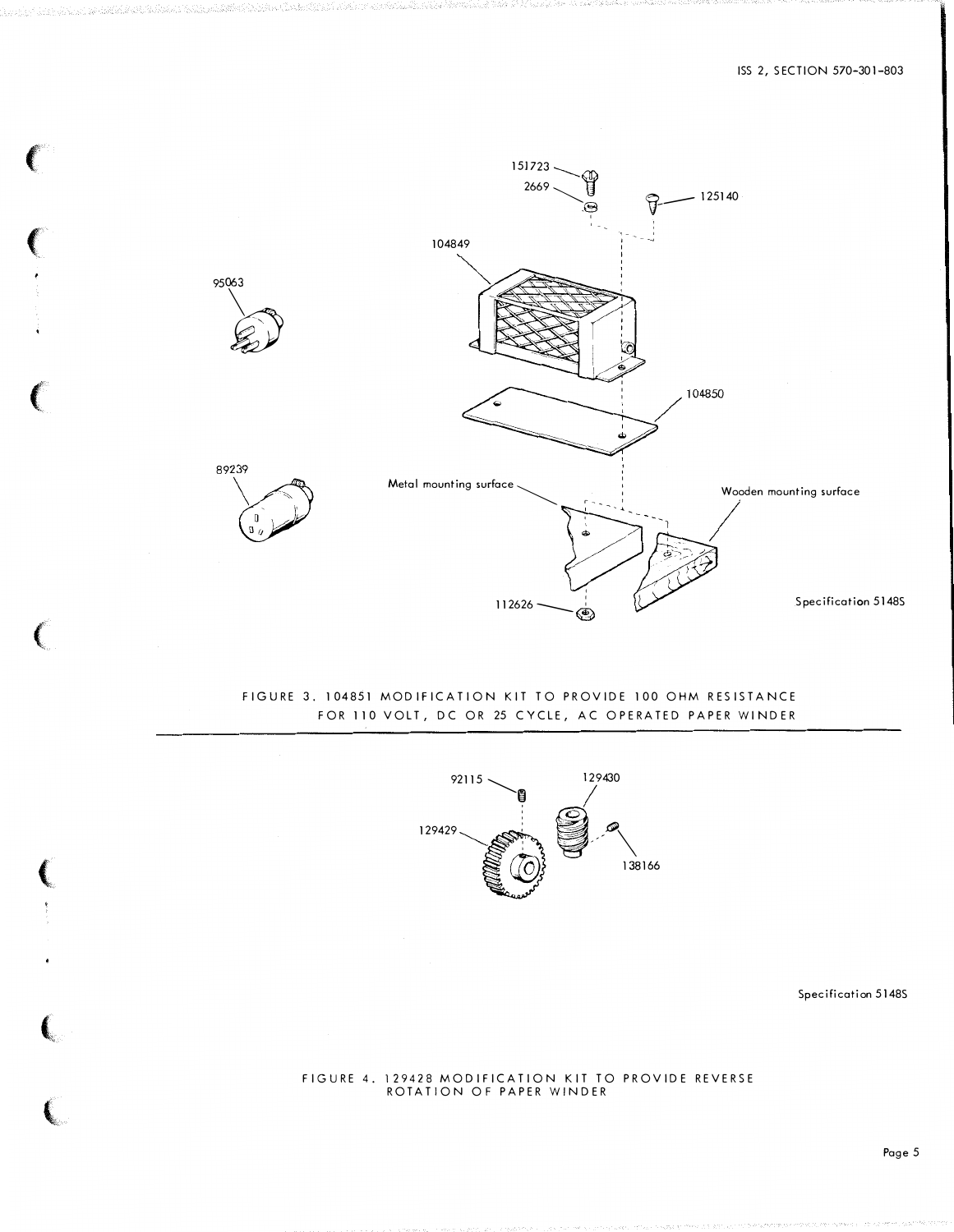151723

2669

125140

104849

95063

104850

89239

Metal mounting surface

Wooden mounting surface

112626

Specification 5148S

FIGURE 3. 104851 MODIFICATION KIT TO PROVIDE 100 OHM RESISTANCE FOR 110 VOLT, DC OR 25 CYCLE, AC OPERATED PAPER WINDER

92115

129430

129429

138166

Specification 5148S

FIGURE 4. 129428 MODIFICATION KIT TO PROVIDE REVERSE ROTATION OF PAPER WINDER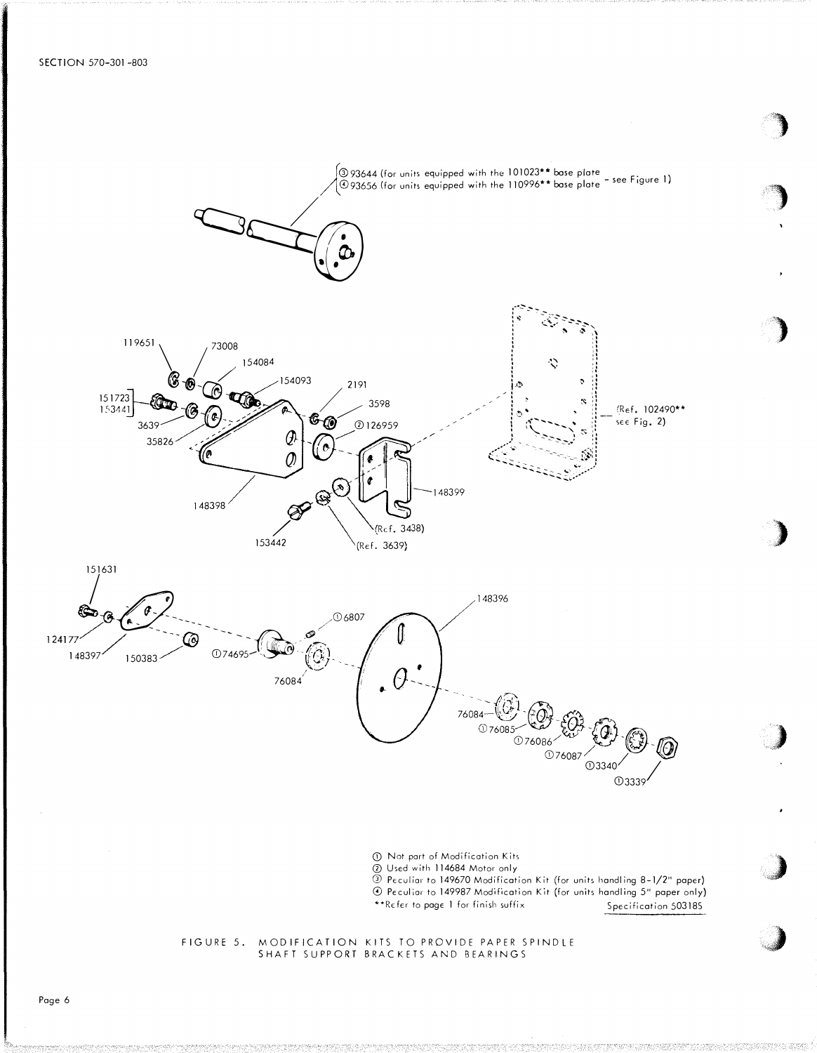③ 93644 (for units equipped with the 101023** base plate
④ 93656 (for units equipped with the 110996** base plate – see Figure 1)

119651
73008
154084
154093
2191
3598
② 126959
151723
153441
3639
35826
148398
148399
(Ref. 102490** see Fig. 2)
153442
(Ref. 3438)
(Ref. 3639)

151631
124177
148397
150383
① 74695
① 6807
76084
148396
76084
① 76085
① 76086
① 76087
① 3340
① 3339

① Not part of Modification Kits
② Used with 114684 Motor only
③ Peculiar to 149670 Modification Kit (for units handling 8-1/2" paper)
④ Peculiar to 149987 Modification Kit (for units handling 5" paper only)
**Refer to page 1 for finish suffix

Specification 50318S

FIGURE 5. MODIFICATION KITS TO PROVIDE PAPER SPINDLE SHAFT SUPPORT BRACKETS AND BEARINGS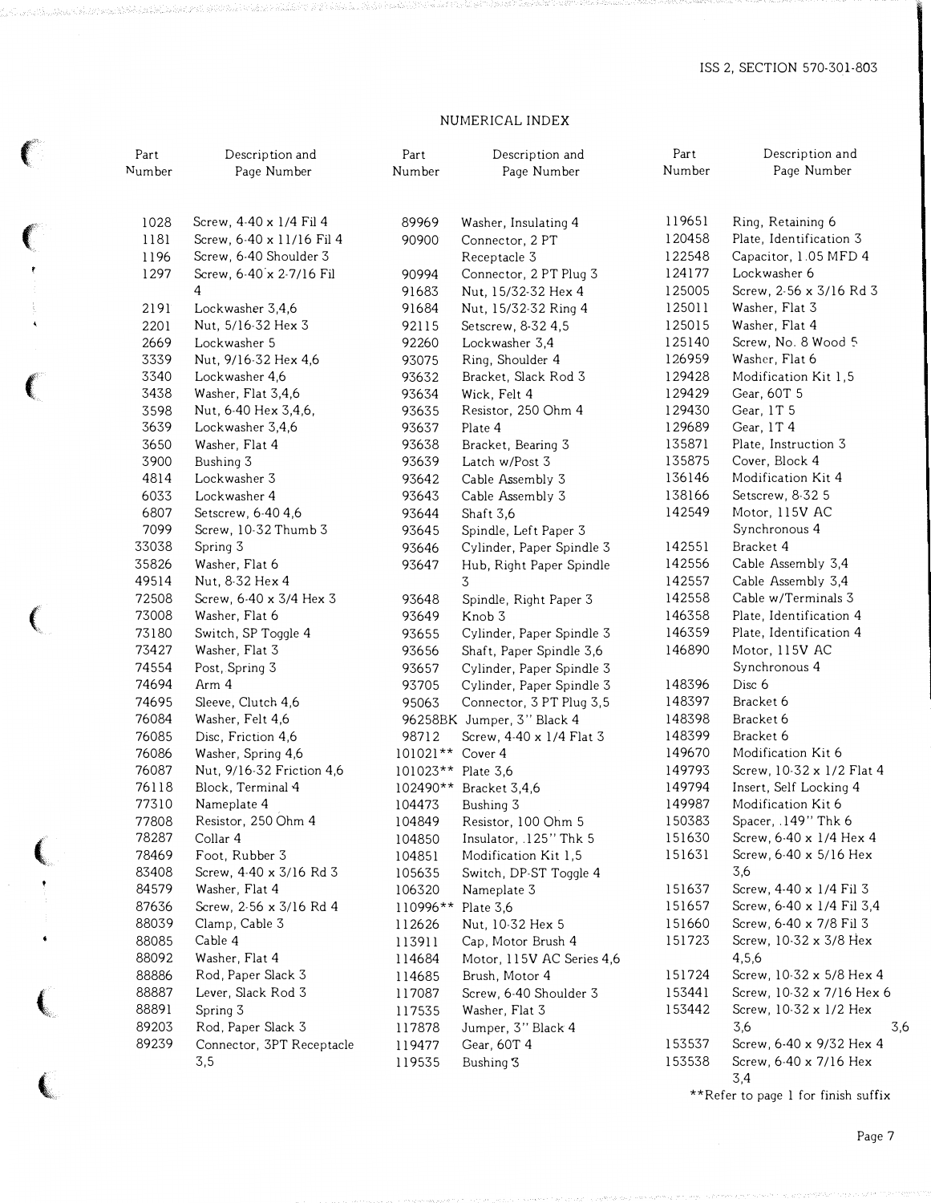## NUMERICAL INDEX

| Part Number | Description and Page Number |
|---|---|
| 1028 | Screw, 4-40 x 1/4 Fil 4 |
| 1181 | Screw, 6-40 x 11/16 Fil 4 |
| 1196 | Screw, 6-40 Shoulder 3 |
| 1297 | Screw, 6-40 x 2-7/16 Fil 4 |
| 2191 | Lockwasher 3,4,6 |
| 2201 | Nut, 5/16-32 Hex 3 |
| 2669 | Lockwasher 5 |
| 3339 | Nut, 9/16-32 Hex 4,6 |
| 3340 | Lockwasher 4,6 |
| 3438 | Washer, Flat 3,4,6 |
| 3598 | Nut, 6-40 Hex 3,4,6, |
| 3639 | Lockwasher 3,4,6 |
| 3650 | Washer, Flat 4 |
| 3900 | Bushing 3 |
| 4814 | Lockwasher 3 |
| 6033 | Lockwasher 4 |
| 6807 | Setscrew, 6-40 4,6 |
| 7099 | Screw, 10-32 Thumb 3 |
| 33038 | Spring 3 |
| 35826 | Washer, Flat 6 |
| 49514 | Nut, 8-32 Hex 4 |
| 72508 | Screw, 6-40 x 3/4 Hex 3 |
| 73008 | Washer, Flat 6 |
| 73180 | Switch, SP Toggle 4 |
| 73427 | Washer, Flat 3 |
| 74554 | Post, Spring 3 |
| 74694 | Arm 4 |
| 74695 | Sleeve, Clutch 4,6 |
| 76084 | Washer, Felt 4,6 |
| 76085 | Disc, Friction 4,6 |
| 76086 | Washer, Spring 4,6 |
| 76087 | Nut, 9/16-32 Friction 4,6 |
| 76118 | Block, Terminal 4 |
| 77310 | Nameplate 4 |
| 77808 | Resistor, 250 Ohm 4 |
| 78287 | Collar 4 |
| 78469 | Foot, Rubber 3 |
| 83408 | Screw, 4-40 x 3/16 Rd 3 |
| 84579 | Washer, Flat 4 |
| 87636 | Screw, 2-56 x 3/16 Rd 4 |
| 88039 | Clamp, Cable 3 |
| 88085 | Cable 4 |
| 88092 | Washer, Flat 4 |
| 88886 | Rod, Paper Slack 3 |
| 88887 | Lever, Slack Rod 3 |
| 88891 | Spring 3 |
| 89203 | Rod, Paper Slack 3 |
| 89239 | Connector, 3PT Receptacle 3,5 |
| 89969 | Washer, Insulating 4 |
| 90900 | Connector, 2 PT Receptacle 3 |
| 90994 | Connector, 2 PT Plug 3 |
| 91683 | Nut, 15/32-32 Hex 4 |
| 91684 | Nut, 15/32-32 Ring 4 |
| 92115 | Setscrew, 8-32 4,5 |
| 92260 | Lockwasher 3,4 |
| 93075 | Ring, Shoulder 4 |
| 93632 | Bracket, Slack Rod 3 |
| 93634 | Wick, Felt 4 |
| 93635 | Resistor, 250 Ohm 4 |
| 93637 | Plate 4 |
| 93638 | Bracket, Bearing 3 |
| 93639 | Latch w/Post 3 |
| 93642 | Cable Assembly 3 |
| 93643 | Cable Assembly 3 |
| 93644 | Shaft 3,6 |
| 93645 | Spindle, Left Paper 3 |
| 93646 | Cylinder, Paper Spindle 3 |
| 93647 | Hub, Right Paper Spindle 3 |
| 93648 | Spindle, Right Paper 3 |
| 93649 | Knob 3 |
| 93655 | Cylinder, Paper Spindle 3 |
| 93656 | Shaft, Paper Spindle 3,6 |
| 93657 | Cylinder, Paper Spindle 3 |
| 93705 | Cylinder, Paper Spindle 3 |
| 95063 | Connector, 3 PT Plug 3,5 |
| 96258BK | Jumper, 3" Black 4 |
| 98712 | Screw, 4-40 x 1/4 Flat 3 |
| 101021** | Cover 4 |
| 101023** | Plate 3,6 |
| 102490** | Bracket 3,4,6 |
| 104473 | Bushing 3 |
| 104849 | Resistor, 100 Ohm 5 |
| 104850 | Insulator, .125" Thk 5 |
| 104851 | Modification Kit 1,5 |
| 105635 | Switch, DP-ST Toggle 4 |
| 106320 | Nameplate 3 |
| 110996** | Plate 3,6 |
| 112626 | Nut, 10-32 Hex 5 |
| 113911 | Cap, Motor Brush 4 |
| 114684 | Motor, 115V AC Series 4,6 |
| 114685 | Brush, Motor 4 |
| 117087 | Screw, 6-40 Shoulder 3 |
| 117535 | Washer, Flat 3 |
| 117878 | Jumper, 3" Black 4 |
| 119477 | Gear, 60T 4 |
| 119535 | Bushing 3 |
| 119651 | Ring, Retaining 6 |
| 120458 | Plate, Identification 3 |
| 122548 | Capacitor, 1.05 MFD 4 |
| 124177 | Lockwasher 6 |
| 125005 | Screw, 2-56 x 3/16 Rd 3 |
| 125011 | Washer, Flat 3 |
| 125015 | Washer, Flat 4 |
| 125140 | Screw, No. 8 Wood 5 |
| 126959 | Washer, Flat 6 |
| 129428 | Modification Kit 1,5 |
| 129429 | Gear, 60T 5 |
| 129430 | Gear, 1T 5 |
| 129689 | Gear, 1T 4 |
| 135871 | Plate, Instruction 3 |
| 135875 | Cover, Block 4 |
| 136146 | Modification Kit 4 |
| 138166 | Setscrew, 8-32 5 |
| 142549 | Motor, 115V AC Synchronous 4 |
| 142551 | Bracket 4 |
| 142556 | Cable Assembly 3,4 |
| 142557 | Cable Assembly 3,4 |
| 142558 | Cable w/Terminals 3 |
| 146358 | Plate, Identification 4 |
| 146359 | Plate, Identification 4 |
| 146890 | Motor, 115V AC Synchronous 4 |
| 148396 | Disc 6 |
| 148397 | Bracket 6 |
| 148398 | Bracket 6 |
| 148399 | Bracket 6 |
| 149670 | Modification Kit 6 |
| 149793 | Screw, 10-32 x 1/2 Flat 4 |
| 149794 | Insert, Self Locking 4 |
| 149987 | Modification Kit 6 |
| 150383 | Spacer, .149" Thk 6 |
| 151630 | Screw, 6-40 x 1/4 Hex 4 |
| 151631 | Screw, 6-40 x 5/16 Hex 3,6 |
| 151637 | Screw, 4-40 x 1/4 Fil 3 |
| 151657 | Screw, 6-40 x 1/4 Fil 3,4 |
| 151660 | Screw, 6-40 x 7/8 Fil 3 |
| 151723 | Screw, 10-32 x 3/8 Hex 4,5,6 |
| 151724 | Screw, 10-32 x 5/8 Hex 4 |
| 153441 | Screw, 10-32 x 7/16 Hex 6 |
| 153442 | Screw, 10-32 x 1/2 Hex 3,6 |
| 153537 | Screw, 6-40 x 9/32 Hex 4 |
| 153538 | Screw, 6-40 x 7/16 Hex 3,4 |

**Refer to page 1 for finish suffix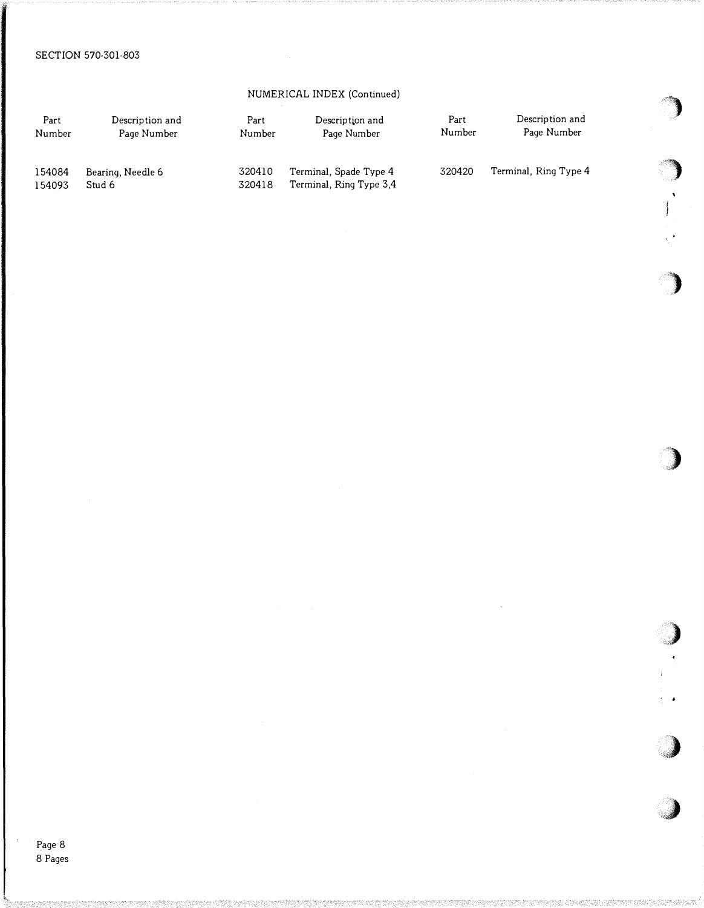NUMERICAL INDEX (Continued)

| Part Number | Description and Page Number | Part Number | Description and Page Number | Part Number | Description and Page Number |
|---|---|---|---|---|---|
| 154084 | Bearing, Needle 6 | 320410 | Terminal, Spade Type 4 | 320420 | Terminal, Ring Type 4 |
| 154093 | Stud 6 | 320418 | Terminal, Ring Type 3,4 | | |